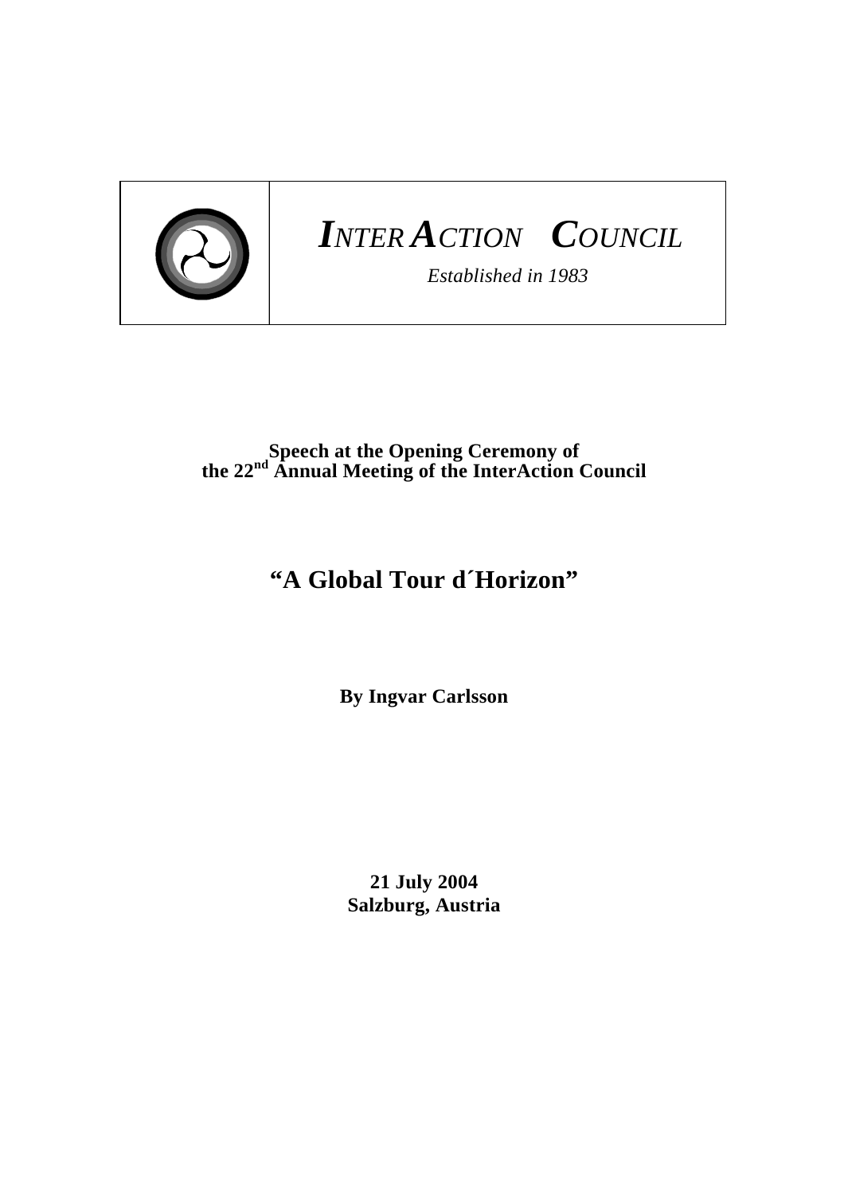# *INTERACTION COUNCIL*

*Established in 1983*

**Speech at the Opening Ceremony of the 22nd Annual Meeting of the InterAction Council**

# "A Global Tour d´Horizon"

**By Ingvar Carlsson**

**21 July 2004**
**Salzburg, Austria**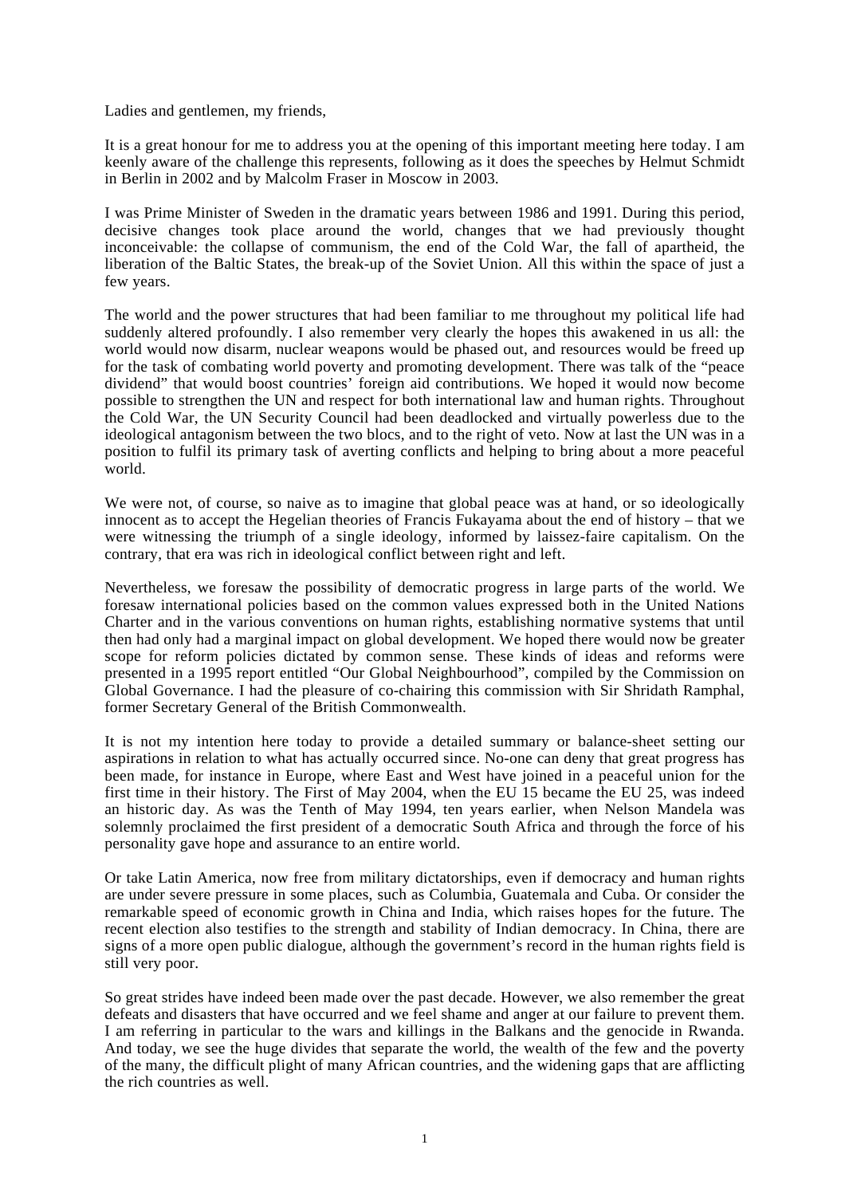Ladies and gentlemen, my friends,

It is a great honour for me to address you at the opening of this important meeting here today. I am keenly aware of the challenge this represents, following as it does the speeches by Helmut Schmidt in Berlin in 2002 and by Malcolm Fraser in Moscow in 2003.

I was Prime Minister of Sweden in the dramatic years between 1986 and 1991. During this period, decisive changes took place around the world, changes that we had previously thought inconceivable: the collapse of communism, the end of the Cold War, the fall of apartheid, the liberation of the Baltic States, the break-up of the Soviet Union. All this within the space of just a few years.

The world and the power structures that had been familiar to me throughout my political life had suddenly altered profoundly. I also remember very clearly the hopes this awakened in us all: the world would now disarm, nuclear weapons would be phased out, and resources would be freed up for the task of combating world poverty and promoting development. There was talk of the "peace dividend" that would boost countries' foreign aid contributions. We hoped it would now become possible to strengthen the UN and respect for both international law and human rights. Throughout the Cold War, the UN Security Council had been deadlocked and virtually powerless due to the ideological antagonism between the two blocs, and to the right of veto. Now at last the UN was in a position to fulfil its primary task of averting conflicts and helping to bring about a more peaceful world.

We were not, of course, so naive as to imagine that global peace was at hand, or so ideologically innocent as to accept the Hegelian theories of Francis Fukayama about the end of history – that we were witnessing the triumph of a single ideology, informed by laissez-faire capitalism. On the contrary, that era was rich in ideological conflict between right and left.

Nevertheless, we foresaw the possibility of democratic progress in large parts of the world. We foresaw international policies based on the common values expressed both in the United Nations Charter and in the various conventions on human rights, establishing normative systems that until then had only had a marginal impact on global development. We hoped there would now be greater scope for reform policies dictated by common sense. These kinds of ideas and reforms were presented in a 1995 report entitled "Our Global Neighbourhood", compiled by the Commission on Global Governance. I had the pleasure of co-chairing this commission with Sir Shridath Ramphal, former Secretary General of the British Commonwealth.

It is not my intention here today to provide a detailed summary or balance-sheet setting our aspirations in relation to what has actually occurred since. No-one can deny that great progress has been made, for instance in Europe, where East and West have joined in a peaceful union for the first time in their history. The First of May 2004, when the EU 15 became the EU 25, was indeed an historic day. As was the Tenth of May 1994, ten years earlier, when Nelson Mandela was solemnly proclaimed the first president of a democratic South Africa and through the force of his personality gave hope and assurance to an entire world.

Or take Latin America, now free from military dictatorships, even if democracy and human rights are under severe pressure in some places, such as Columbia, Guatemala and Cuba. Or consider the remarkable speed of economic growth in China and India, which raises hopes for the future. The recent election also testifies to the strength and stability of Indian democracy. In China, there are signs of a more open public dialogue, although the government's record in the human rights field is still very poor.

So great strides have indeed been made over the past decade. However, we also remember the great defeats and disasters that have occurred and we feel shame and anger at our failure to prevent them. I am referring in particular to the wars and killings in the Balkans and the genocide in Rwanda. And today, we see the huge divides that separate the world, the wealth of the few and the poverty of the many, the difficult plight of many African countries, and the widening gaps that are afflicting the rich countries as well.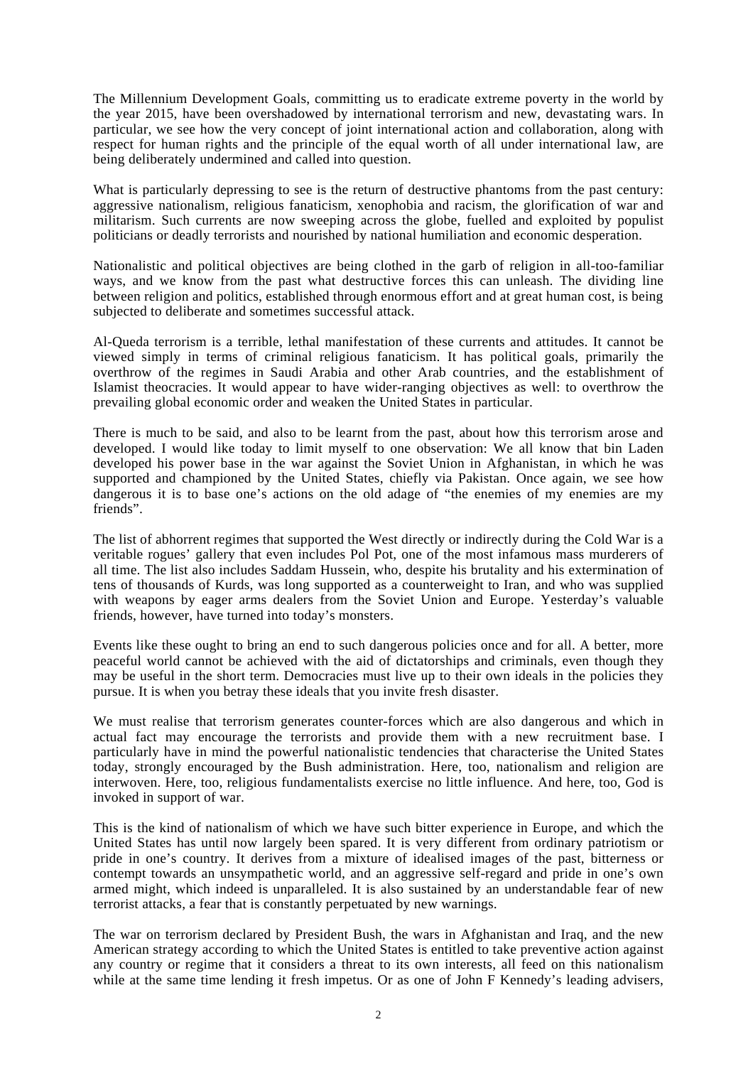The Millennium Development Goals, committing us to eradicate extreme poverty in the world by the year 2015, have been overshadowed by international terrorism and new, devastating wars. In particular, we see how the very concept of joint international action and collaboration, along with respect for human rights and the principle of the equal worth of all under international law, are being deliberately undermined and called into question.

What is particularly depressing to see is the return of destructive phantoms from the past century: aggressive nationalism, religious fanaticism, xenophobia and racism, the glorification of war and militarism. Such currents are now sweeping across the globe, fuelled and exploited by populist politicians or deadly terrorists and nourished by national humiliation and economic desperation.

Nationalistic and political objectives are being clothed in the garb of religion in all-too-familiar ways, and we know from the past what destructive forces this can unleash. The dividing line between religion and politics, established through enormous effort and at great human cost, is being subjected to deliberate and sometimes successful attack.

Al-Queda terrorism is a terrible, lethal manifestation of these currents and attitudes. It cannot be viewed simply in terms of criminal religious fanaticism. It has political goals, primarily the overthrow of the regimes in Saudi Arabia and other Arab countries, and the establishment of Islamist theocracies. It would appear to have wider-ranging objectives as well: to overthrow the prevailing global economic order and weaken the United States in particular.

There is much to be said, and also to be learnt from the past, about how this terrorism arose and developed. I would like today to limit myself to one observation: We all know that bin Laden developed his power base in the war against the Soviet Union in Afghanistan, in which he was supported and championed by the United States, chiefly via Pakistan. Once again, we see how dangerous it is to base one's actions on the old adage of "the enemies of my enemies are my friends".

The list of abhorrent regimes that supported the West directly or indirectly during the Cold War is a veritable rogues' gallery that even includes Pol Pot, one of the most infamous mass murderers of all time. The list also includes Saddam Hussein, who, despite his brutality and his extermination of tens of thousands of Kurds, was long supported as a counterweight to Iran, and who was supplied with weapons by eager arms dealers from the Soviet Union and Europe. Yesterday's valuable friends, however, have turned into today's monsters.

Events like these ought to bring an end to such dangerous policies once and for all. A better, more peaceful world cannot be achieved with the aid of dictatorships and criminals, even though they may be useful in the short term. Democracies must live up to their own ideals in the policies they pursue. It is when you betray these ideals that you invite fresh disaster.

We must realise that terrorism generates counter-forces which are also dangerous and which in actual fact may encourage the terrorists and provide them with a new recruitment base. I particularly have in mind the powerful nationalistic tendencies that characterise the United States today, strongly encouraged by the Bush administration. Here, too, nationalism and religion are interwoven. Here, too, religious fundamentalists exercise no little influence. And here, too, God is invoked in support of war.

This is the kind of nationalism of which we have such bitter experience in Europe, and which the United States has until now largely been spared. It is very different from ordinary patriotism or pride in one's country. It derives from a mixture of idealised images of the past, bitterness or contempt towards an unsympathetic world, and an aggressive self-regard and pride in one's own armed might, which indeed is unparalleled. It is also sustained by an understandable fear of new terrorist attacks, a fear that is constantly perpetuated by new warnings.

The war on terrorism declared by President Bush, the wars in Afghanistan and Iraq, and the new American strategy according to which the United States is entitled to take preventive action against any country or regime that it considers a threat to its own interests, all feed on this nationalism while at the same time lending it fresh impetus. Or as one of John F Kennedy's leading advisers,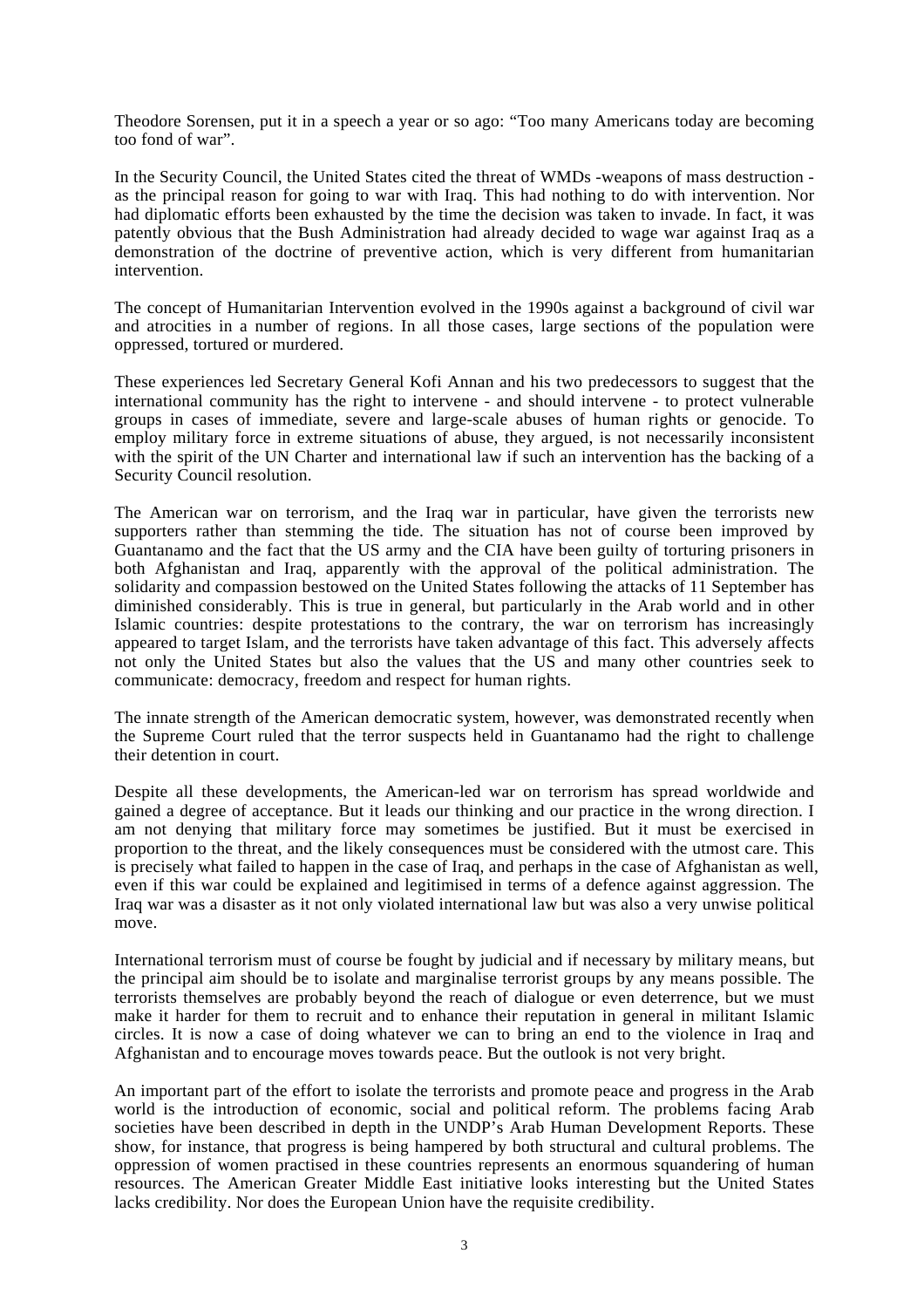Theodore Sorensen, put it in a speech a year or so ago: "Too many Americans today are becoming too fond of war".

In the Security Council, the United States cited the threat of WMDs -weapons of mass destruction - as the principal reason for going to war with Iraq. This had nothing to do with intervention. Nor had diplomatic efforts been exhausted by the time the decision was taken to invade. In fact, it was patently obvious that the Bush Administration had already decided to wage war against Iraq as a demonstration of the doctrine of preventive action, which is very different from humanitarian intervention.

The concept of Humanitarian Intervention evolved in the 1990s against a background of civil war and atrocities in a number of regions. In all those cases, large sections of the population were oppressed, tortured or murdered.

These experiences led Secretary General Kofi Annan and his two predecessors to suggest that the international community has the right to intervene - and should intervene - to protect vulnerable groups in cases of immediate, severe and large-scale abuses of human rights or genocide. To employ military force in extreme situations of abuse, they argued, is not necessarily inconsistent with the spirit of the UN Charter and international law if such an intervention has the backing of a Security Council resolution.

The American war on terrorism, and the Iraq war in particular, have given the terrorists new supporters rather than stemming the tide. The situation has not of course been improved by Guantanamo and the fact that the US army and the CIA have been guilty of torturing prisoners in both Afghanistan and Iraq, apparently with the approval of the political administration. The solidarity and compassion bestowed on the United States following the attacks of 11 September has diminished considerably. This is true in general, but particularly in the Arab world and in other Islamic countries: despite protestations to the contrary, the war on terrorism has increasingly appeared to target Islam, and the terrorists have taken advantage of this fact. This adversely affects not only the United States but also the values that the US and many other countries seek to communicate: democracy, freedom and respect for human rights.

The innate strength of the American democratic system, however, was demonstrated recently when the Supreme Court ruled that the terror suspects held in Guantanamo had the right to challenge their detention in court.

Despite all these developments, the American-led war on terrorism has spread worldwide and gained a degree of acceptance. But it leads our thinking and our practice in the wrong direction. I am not denying that military force may sometimes be justified. But it must be exercised in proportion to the threat, and the likely consequences must be considered with the utmost care. This is precisely what failed to happen in the case of Iraq, and perhaps in the case of Afghanistan as well, even if this war could be explained and legitimised in terms of a defence against aggression. The Iraq war was a disaster as it not only violated international law but was also a very unwise political move.

International terrorism must of course be fought by judicial and if necessary by military means, but the principal aim should be to isolate and marginalise terrorist groups by any means possible. The terrorists themselves are probably beyond the reach of dialogue or even deterrence, but we must make it harder for them to recruit and to enhance their reputation in general in militant Islamic circles. It is now a case of doing whatever we can to bring an end to the violence in Iraq and Afghanistan and to encourage moves towards peace. But the outlook is not very bright.

An important part of the effort to isolate the terrorists and promote peace and progress in the Arab world is the introduction of economic, social and political reform. The problems facing Arab societies have been described in depth in the UNDP's Arab Human Development Reports. These show, for instance, that progress is being hampered by both structural and cultural problems. The oppression of women practised in these countries represents an enormous squandering of human resources. The American Greater Middle East initiative looks interesting but the United States lacks credibility. Nor does the European Union have the requisite credibility.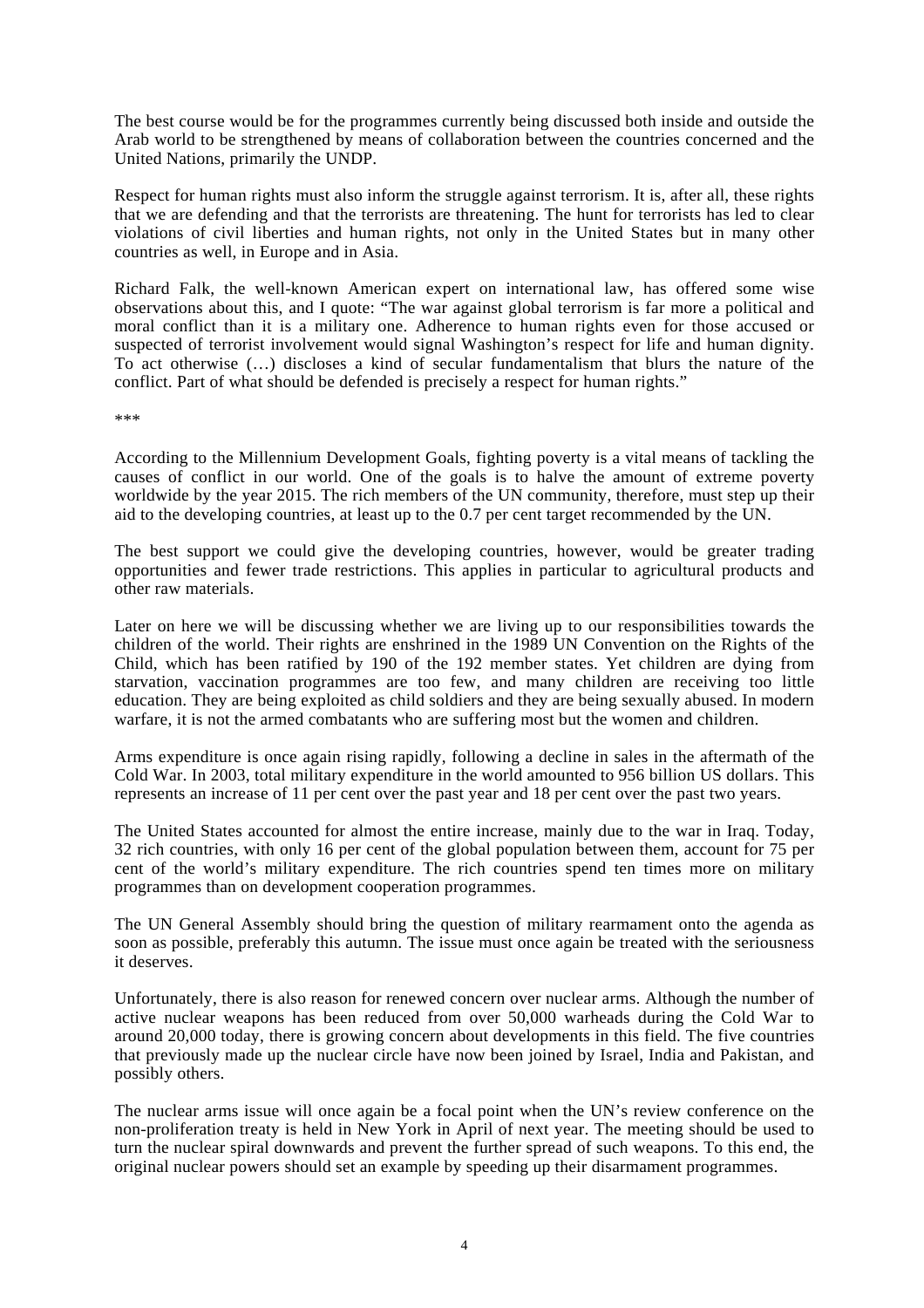The best course would be for the programmes currently being discussed both inside and outside the Arab world to be strengthened by means of collaboration between the countries concerned and the United Nations, primarily the UNDP.

Respect for human rights must also inform the struggle against terrorism. It is, after all, these rights that we are defending and that the terrorists are threatening. The hunt for terrorists has led to clear violations of civil liberties and human rights, not only in the United States but in many other countries as well, in Europe and in Asia.

Richard Falk, the well-known American expert on international law, has offered some wise observations about this, and I quote: "The war against global terrorism is far more a political and moral conflict than it is a military one. Adherence to human rights even for those accused or suspected of terrorist involvement would signal Washington's respect for life and human dignity. To act otherwise (…) discloses a kind of secular fundamentalism that blurs the nature of the conflict. Part of what should be defended is precisely a respect for human rights."

\*\*\*

According to the Millennium Development Goals, fighting poverty is a vital means of tackling the causes of conflict in our world. One of the goals is to halve the amount of extreme poverty worldwide by the year 2015. The rich members of the UN community, therefore, must step up their aid to the developing countries, at least up to the 0.7 per cent target recommended by the UN.

The best support we could give the developing countries, however, would be greater trading opportunities and fewer trade restrictions. This applies in particular to agricultural products and other raw materials.

Later on here we will be discussing whether we are living up to our responsibilities towards the children of the world. Their rights are enshrined in the 1989 UN Convention on the Rights of the Child, which has been ratified by 190 of the 192 member states. Yet children are dying from starvation, vaccination programmes are too few, and many children are receiving too little education. They are being exploited as child soldiers and they are being sexually abused. In modern warfare, it is not the armed combatants who are suffering most but the women and children.

Arms expenditure is once again rising rapidly, following a decline in sales in the aftermath of the Cold War. In 2003, total military expenditure in the world amounted to 956 billion US dollars. This represents an increase of 11 per cent over the past year and 18 per cent over the past two years.

The United States accounted for almost the entire increase, mainly due to the war in Iraq. Today, 32 rich countries, with only 16 per cent of the global population between them, account for 75 per cent of the world's military expenditure. The rich countries spend ten times more on military programmes than on development cooperation programmes.

The UN General Assembly should bring the question of military rearmament onto the agenda as soon as possible, preferably this autumn. The issue must once again be treated with the seriousness it deserves.

Unfortunately, there is also reason for renewed concern over nuclear arms. Although the number of active nuclear weapons has been reduced from over 50,000 warheads during the Cold War to around 20,000 today, there is growing concern about developments in this field. The five countries that previously made up the nuclear circle have now been joined by Israel, India and Pakistan, and possibly others.

The nuclear arms issue will once again be a focal point when the UN's review conference on the non-proliferation treaty is held in New York in April of next year. The meeting should be used to turn the nuclear spiral downwards and prevent the further spread of such weapons. To this end, the original nuclear powers should set an example by speeding up their disarmament programmes.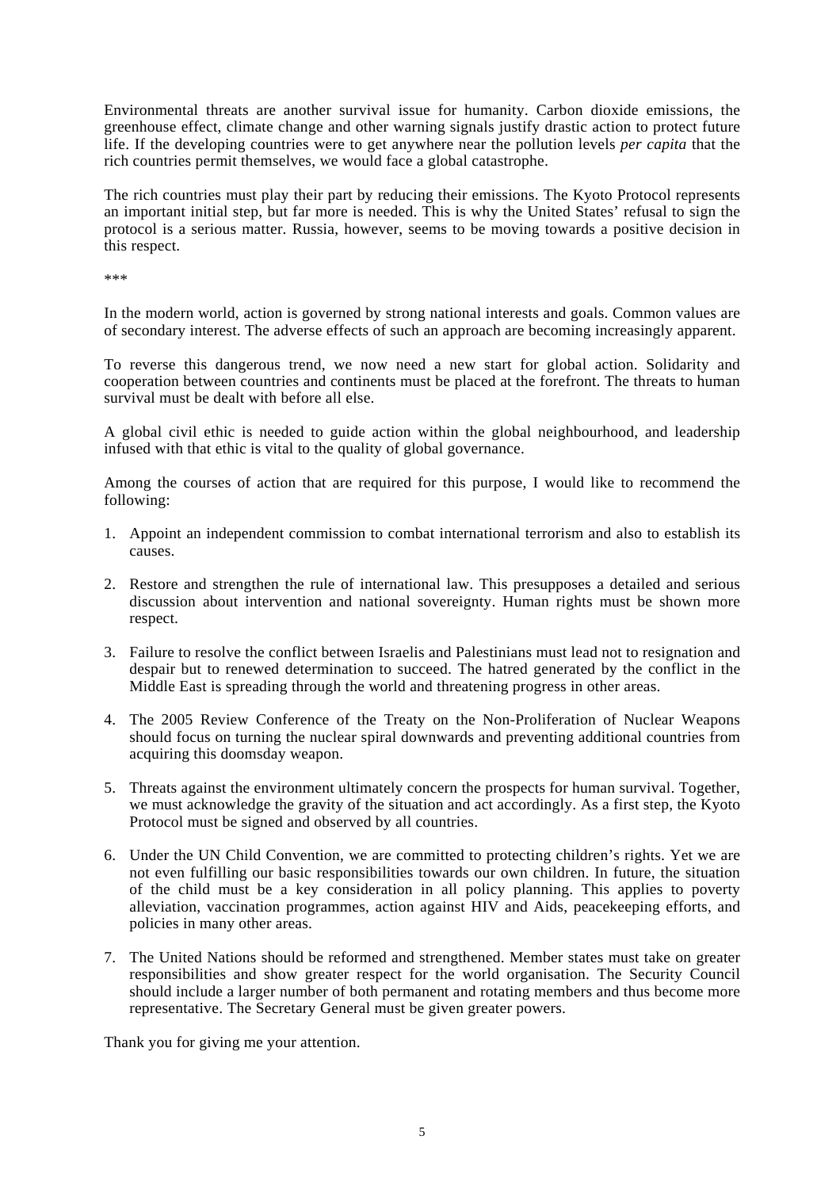Environmental threats are another survival issue for humanity. Carbon dioxide emissions, the greenhouse effect, climate change and other warning signals justify drastic action to protect future life. If the developing countries were to get anywhere near the pollution levels *per capita* that the rich countries permit themselves, we would face a global catastrophe.

The rich countries must play their part by reducing their emissions. The Kyoto Protocol represents an important initial step, but far more is needed. This is why the United States' refusal to sign the protocol is a serious matter. Russia, however, seems to be moving towards a positive decision in this respect.

***

In the modern world, action is governed by strong national interests and goals. Common values are of secondary interest. The adverse effects of such an approach are becoming increasingly apparent.

To reverse this dangerous trend, we now need a new start for global action. Solidarity and cooperation between countries and continents must be placed at the forefront. The threats to human survival must be dealt with before all else.

A global civil ethic is needed to guide action within the global neighbourhood, and leadership infused with that ethic is vital to the quality of global governance.

Among the courses of action that are required for this purpose, I would like to recommend the following:

1. Appoint an independent commission to combat international terrorism and also to establish its causes.

2. Restore and strengthen the rule of international law. This presupposes a detailed and serious discussion about intervention and national sovereignty. Human rights must be shown more respect.

3. Failure to resolve the conflict between Israelis and Palestinians must lead not to resignation and despair but to renewed determination to succeed. The hatred generated by the conflict in the Middle East is spreading through the world and threatening progress in other areas.

4. The 2005 Review Conference of the Treaty on the Non-Proliferation of Nuclear Weapons should focus on turning the nuclear spiral downwards and preventing additional countries from acquiring this doomsday weapon.

5. Threats against the environment ultimately concern the prospects for human survival. Together, we must acknowledge the gravity of the situation and act accordingly. As a first step, the Kyoto Protocol must be signed and observed by all countries.

6. Under the UN Child Convention, we are committed to protecting children's rights. Yet we are not even fulfilling our basic responsibilities towards our own children. In future, the situation of the child must be a key consideration in all policy planning. This applies to poverty alleviation, vaccination programmes, action against HIV and Aids, peacekeeping efforts, and policies in many other areas.

7. The United Nations should be reformed and strengthened. Member states must take on greater responsibilities and show greater respect for the world organisation. The Security Council should include a larger number of both permanent and rotating members and thus become more representative. The Secretary General must be given greater powers.

Thank you for giving me your attention.